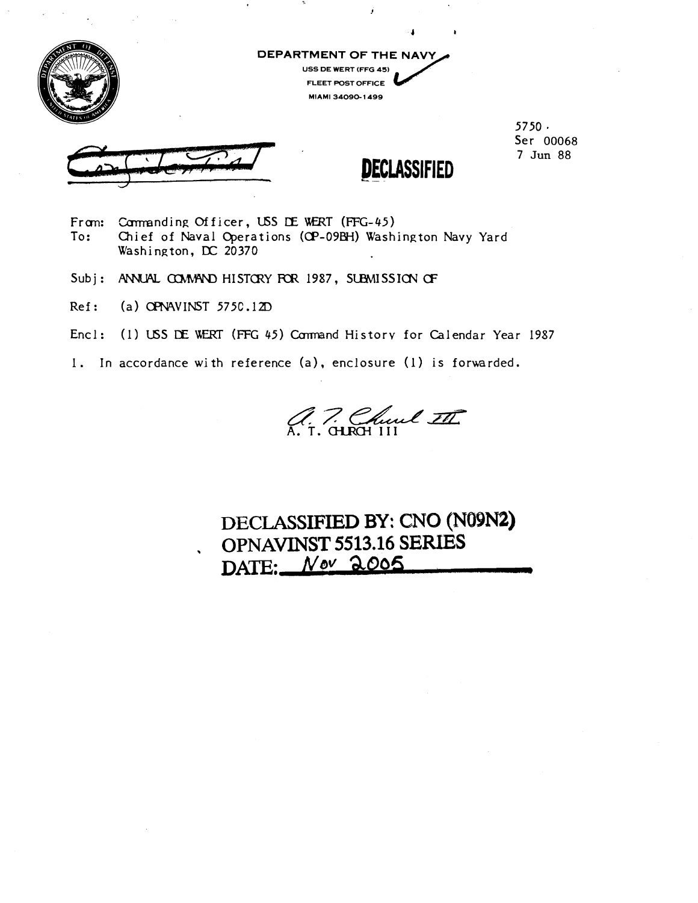DEPARTMENT OF THE NAVY
USS DE WERT (FFG 45)
FLEET POST OFFICE
MIAMI 34090-1499

5750
Ser 00068
7 Jun 88

**DECLASSIFIED**

From: Commanding Officer, USS DE WERT (FFG-45)
To: Chief of Naval Operations (OP-09BH) Washington Navy Yard Washington, DC 20370

Subj: ANNUAL COMMAND HISTORY FOR 1987, SUBMISSION OF

Ref: (a) OPNAVINST 5750.12D

Encl: (1) USS DE WERT (FFG 45) Command History for Calendar Year 1987

1. In accordance with reference (a), enclosure (1) is forwarded.

A. T. CHURCH III

**DECLASSIFIED BY: CNO (N09N2)**
**OPNAVINST 5513.16 SERIES**
**DATE: Nov 2005**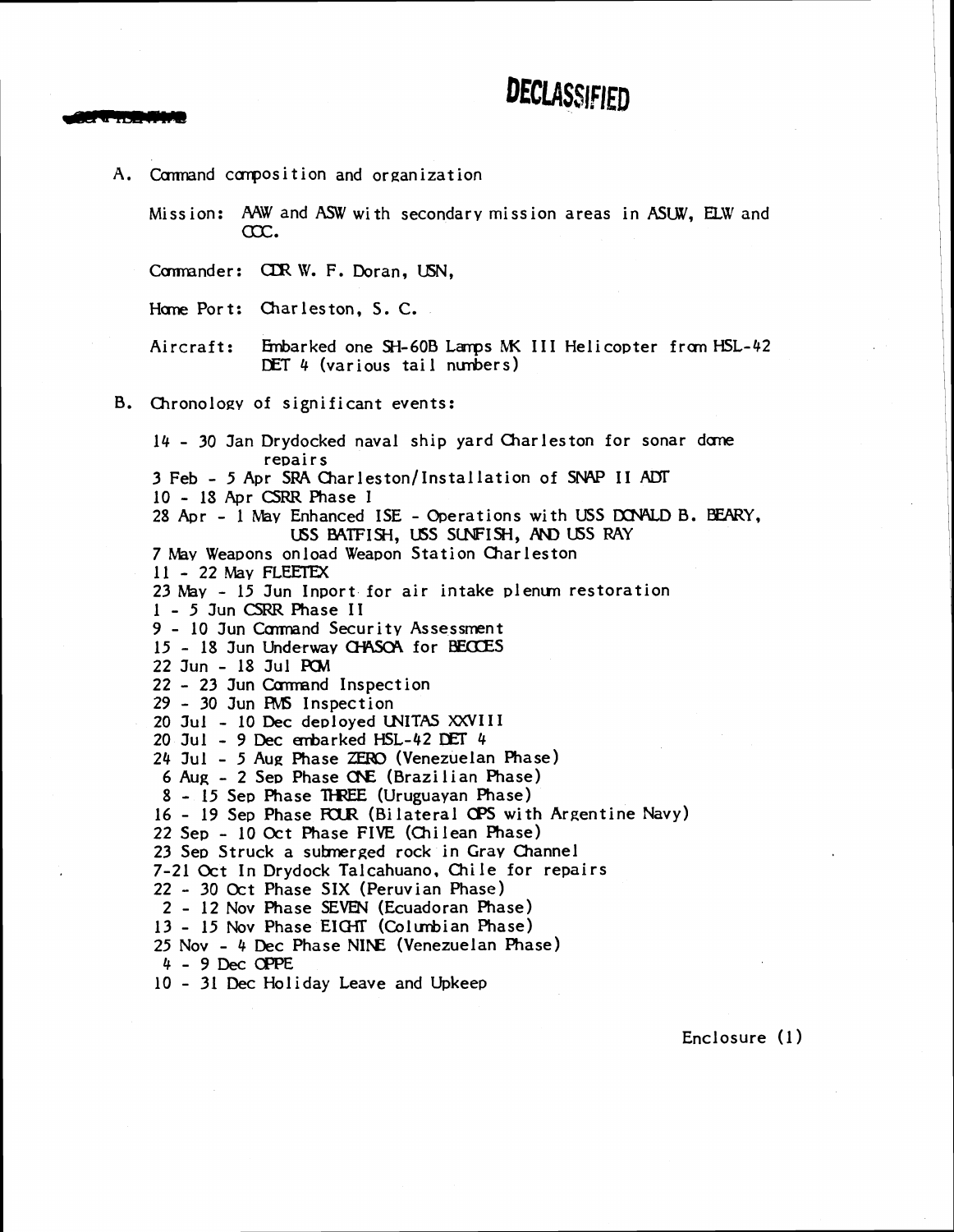DECLASSIFIED

~~CONFIDENTIAL~~

A. Command composition and organization

Mission: AAW and ASW with secondary mission areas in ASUW, ELW and CCC.

Commander: CDR W. F. Doran, USN,

Home Port: Charleston, S. C.

Aircraft: Embarked one SH-60B Lamps MK III Helicopter from HSL-42 DET 4 (various tail numbers)

B. Chronology of significant events:

14 - 30 Jan Drydocked naval ship yard Charleston for sonar dome repairs
3 Feb - 5 Apr SRA Charleston/Installation of SNAP II ADT
10 - 18 Apr CSRR Phase I
28 Apr - 1 May Enhanced ISE - Operations with USS DONALD B. BEARY, USS BATFISH, USS SUNFISH, AND USS RAY
7 May Weapons onload Weapon Station Charleston
11 - 22 May FLEETEX
23 May - 15 Jun Inport for air intake plenum restoration
1 - 5 Jun CSRR Phase II
9 - 10 Jun Command Security Assessment
15 - 18 Jun Underway CHASOA for BECCES
22 Jun - 18 Jul POM
22 - 23 Jun Command Inspection
29 - 30 Jun PMS Inspection
20 Jul - 10 Dec deployed UNITAS XXVIII
20 Jul - 9 Dec embarked HSL-42 DET 4
24 Jul - 5 Aug Phase ZERO (Venezuelan Phase)
6 Aug - 2 Sep Phase ONE (Brazilian Phase)
8 - 15 Sep Phase THREE (Uruguayan Phase)
16 - 19 Sep Phase FOUR (Bilateral OPS with Argentine Navy)
22 Sep - 10 Oct Phase FIVE (Chilean Phase)
23 Sep Struck a submerged rock in Gray Channel
7-21 Oct In Drydock Talcahuano, Chile for repairs
22 - 30 Oct Phase SIX (Peruvian Phase)
2 - 12 Nov Phase SEVEN (Ecuadoran Phase)
13 - 15 Nov Phase EIGHT (Columbian Phase)
25 Nov - 4 Dec Phase NINE (Venezuelan Phase)
4 - 9 Dec OPPE
10 - 31 Dec Holiday Leave and Upkeep

Enclosure (1)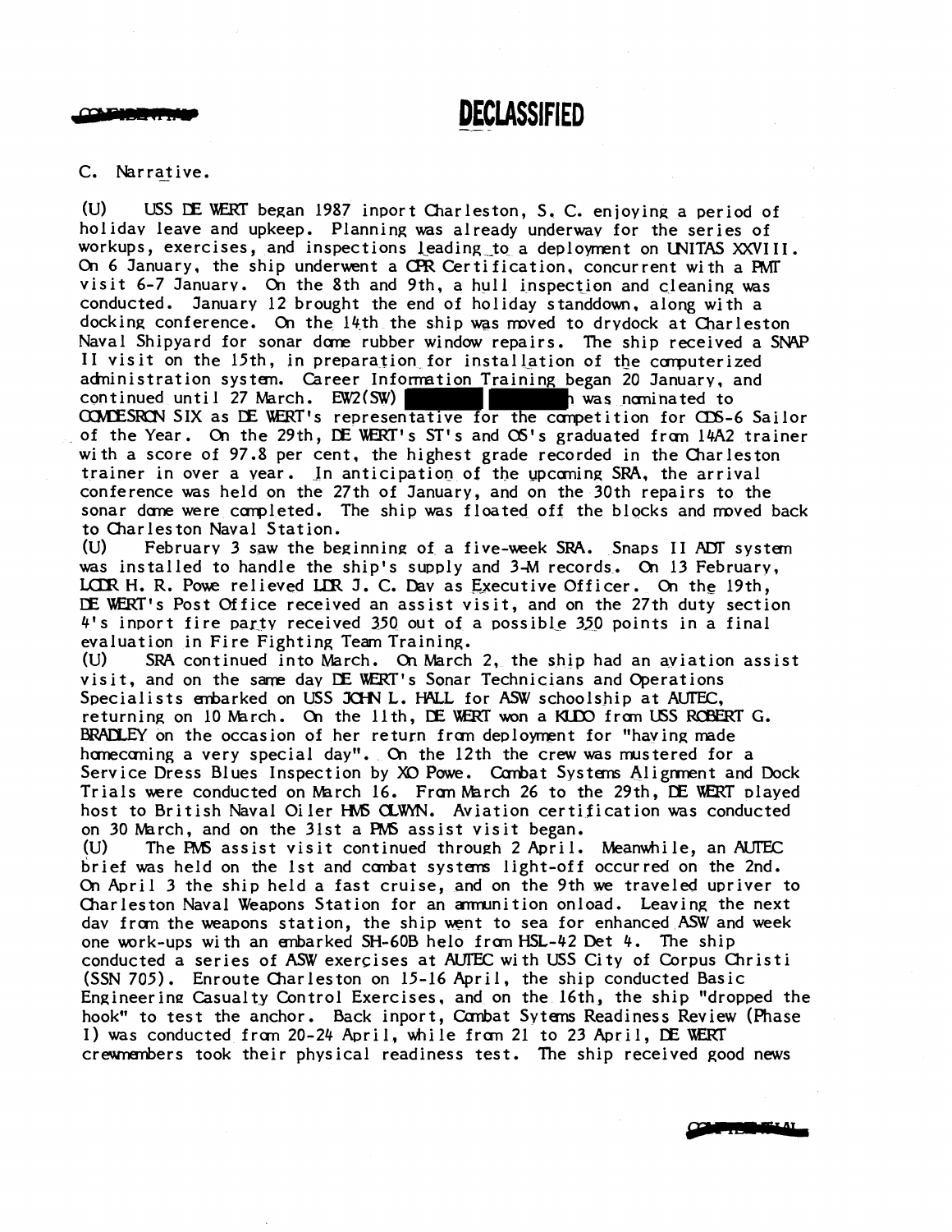C. Narrative.

(U) USS DE WERT began 1987 inport Charleston, S. C. enjoying a period of holiday leave and upkeep. Planning was already underway for the series of workups, exercises, and inspections leading to a deployment on UNITAS XXVIII. On 6 January, the ship underwent a CPR Certification, concurrent with a PMT visit 6-7 January. On the 8th and 9th, a hull inspection and cleaning was conducted. January 12 brought the end of holiday standdown, along with a docking conference. On the 14th the ship was moved to drydock at Charleston Naval Shipyard for sonar dome rubber window repairs. The ship received a SNAP II visit on the 15th, in preparation for installation of the computerized administration system. Career Information Training began 20 January, and continued until 27 March. EW2(SW) [REDACTED] was nominated to COMDESRON SIX as DE WERT's representative for the competition for CDS-6 Sailor of the Year. On the 29th, DE WERT's ST's and OS's graduated from 14A2 trainer with a score of 97.8 per cent, the highest grade recorded in the Charleston trainer in over a year. In anticipation of the upcoming SRA, the arrival conference was held on the 27th of January, and on the 30th repairs to the sonar dome were completed. The ship was floated off the blocks and moved back to Charleston Naval Station.

(U) February 3 saw the beginning of a five-week SRA. Snaps II ADT system was installed to handle the ship's supply and 3-M records. On 13 February, LCDR H. R. Powe relieved LDR J. C. Day as Executive Officer. On the 19th, DE WERT's Post Office received an assist visit, and on the 27th duty section 4's inport fire party received 350 out of a possible 350 points in a final evaluation in Fire Fighting Team Training.

(U) SRA continued into March. On March 2, the ship had an aviation assist visit, and on the same day DE WERT's Sonar Technicians and Operations Specialists embarked on USS JOHN L. HALL for ASW schoolship at AUTEC, returning on 10 March. On the 11th, DE WERT won a KUDO from USS ROBERT G. BRADLEY on the occasion of her return from deployment for "having made homecoming a very special day". On the 12th the crew was mustered for a Service Dress Blues Inspection by XO Powe. Combat Systems Alignment and Dock Trials were conducted on March 16. From March 26 to the 29th, DE WERT played host to British Naval Oiler HMS OLWYN. Aviation certification was conducted on 30 March, and on the 31st a PMS assist visit began.

(U) The PMS assist visit continued through 2 April. Meanwhile, an AUTEC brief was held on the 1st and combat systems light-off occurred on the 2nd. On April 3 the ship held a fast cruise, and on the 9th we traveled upriver to Charleston Naval Weapons Station for an ammunition onload. Leaving the next day from the weapons station, the ship went to sea for enhanced ASW and week one work-ups with an embarked SH-60B helo from HSL-42 Det 4. The ship conducted a series of ASW exercises at AUTEC with USS City of Corpus Christi (SSN 705). Enroute Charleston on 15-16 April, the ship conducted Basic Engineering Casualty Control Exercises, and on the 16th, the ship "dropped the hook" to test the anchor. Back inport, Combat Sytems Readiness Review (Phase I) was conducted from 20-24 April, while from 21 to 23 April, DE WERT crewmembers took their physical readiness test. The ship received good news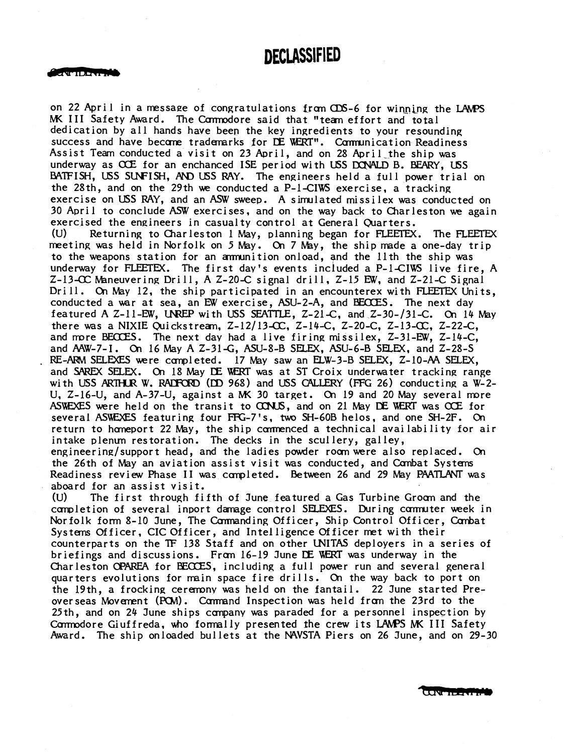on 22 April in a message of congratulations from CDS-6 for winning the LAMPS MK III Safety Award. The Commodore said that "team effort and total dedication by all hands have been the key ingredients to your resounding success and have become trademarks for DE WERT". Communication Readiness Assist Team conducted a visit on 23 April, and on 28 April the ship was underway as OCE for an enchanced ISE period with USS DONALD B. BEARY, USS BATFISH, USS SUNFISH, AND USS RAY. The engineers held a full power trial on the 28th, and on the 29th we conducted a P-1-CIWS exercise, a tracking exercise on USS RAY, and an ASW sweep. A simulated missilex was conducted on 30 April to conclude ASW exercises, and on the way back to Charleston we again exercised the engineers in casualty control at General Quarters.

(U) Returning to Charleston 1 May, planning began for FLEETEX. The FLEETEX meeting was held in Norfolk on 5 May. On 7 May, the ship made a one-day trip to the weapons station for an ammunition onload, and the 11th the ship was underway for FLEETEX. The first day's events included a P-1-CIWS live fire, A Z-13-CC Maneuvering Drill, A Z-20-C signal drill, Z-15 EW, and Z-21-C Signal Drill. On May 12, the ship participated in an encounterex with FLEETEX Units, conducted a war at sea, an EW exercise, ASU-2-A, and BECCES. The next day featured A Z-11-EW, UNREP with USS SEATTLE, Z-21-C, and Z-30-/31-C. On 14 May there was a NIXIE Quickstream, Z-12/13-CC, Z-14-C, Z-20-C, Z-13-CC, Z-22-C, and more BECCES. The next day had a live firing missilex, Z-31-EW, Z-14-C, and AAW-7-I. On 16 May A Z-31-G, ASU-8-B SELEX, ASU-6-B SELEX, and Z-28-S RE-ARM SELEXES were completed. 17 May saw an ELW-3-B SELEX, Z-10-AA SELEX, and SAREX SELEX. On 18 May DE WERT was at ST Croix underwater tracking range with USS ARTHUR W. RADFORD (DD 968) and USS CALLERY (FFG 26) conducting a W-2-U, Z-16-U, and A-37-U, against a MK 30 target. On 19 and 20 May several more ASWEXES were held on the transit to CONUS, and on 21 May DE WERT was OCE for several ASWEXES featuring four FFG-7's, two SH-60B helos, and one SH-2F. On return to homeport 22 May, the ship commenced a technical availability for air intake plenum restoration. The decks in the scullery, galley, engineering/support head, and the ladies powder room were also replaced. On the 26th of May an aviation assist visit was conducted, and Combat Systems Readiness review Phase II was completed. Between 26 and 29 May PAATLANT was aboard for an assist visit.

(U) The first through fifth of June featured a Gas Turbine Groom and the completion of several inport damage control SELEXES. During commuter week in Norfolk form 8-10 June, The Commanding Officer, Ship Control Officer, Combat Systems Officer, CIC Officer, and Intelligence Officer met with their counterparts on the TF 138 Staff and on other UNITAS deployers in a series of briefings and discussions. From 16-19 June DE WERT was underway in the Charleston OPAREA for BECCES, including a full power run and several general quarters evolutions for main space fire drills. On the way back to port on the 19th, a frocking ceremony was held on the fantail. 22 June started Pre-overseas Movement (POM). Command Inspection was held from the 23rd to the 25th, and on 24 June ships company was paraded for a personnel inspection by Commodore Giuffreda, who formally presented the crew its LAMPS MK III Safety Award. The ship onloaded bullets at the NAVSTA Piers on 26 June, and on 29-30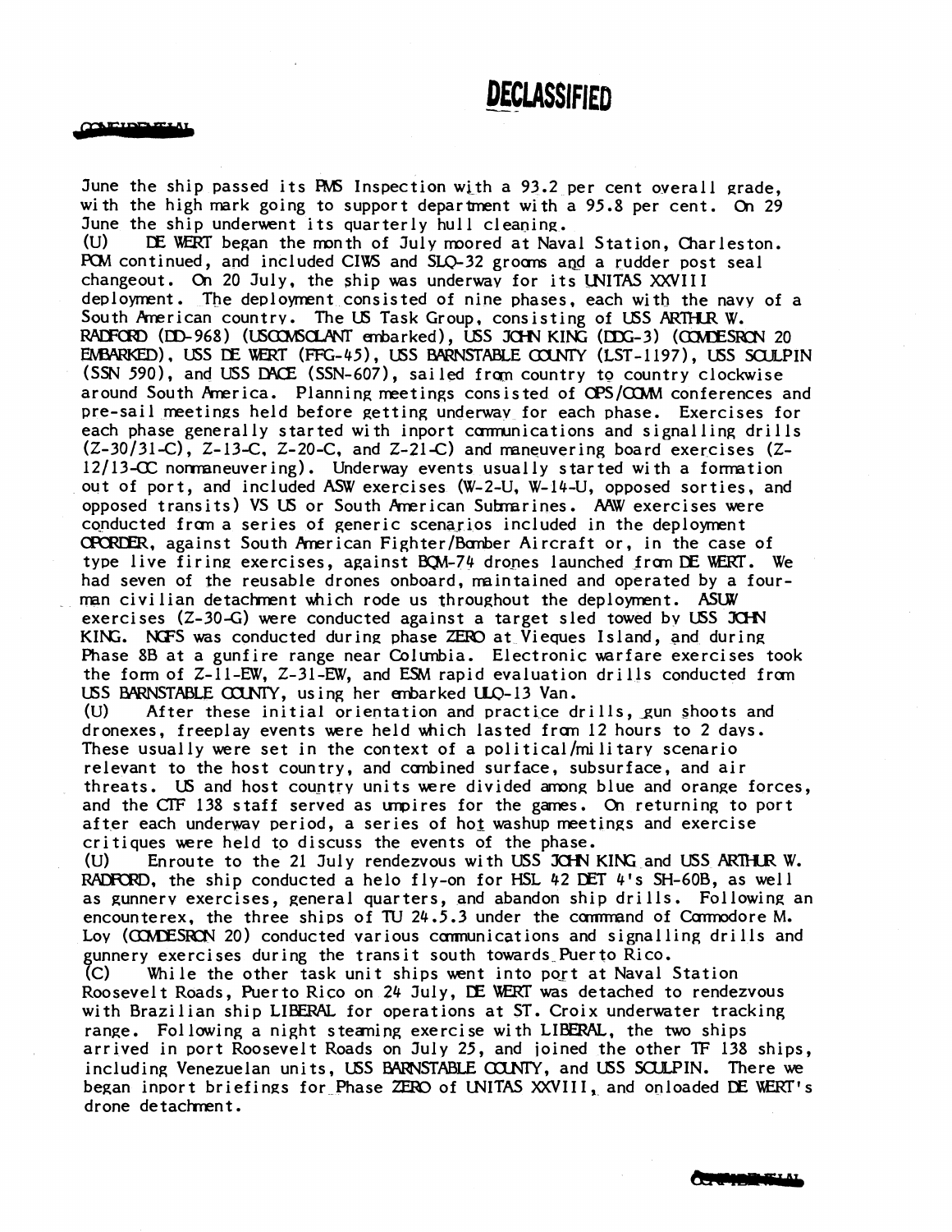**DECLASSIFIED**

CONFIDENTIAL

June the ship passed its PMS Inspection with a 93.2 per cent overall grade, with the high mark going to support department with a 95.8 per cent. On 29 June the ship underwent its quarterly hull cleaning.

(U) DE WERT began the month of July moored at Naval Station, Charleston. PCM continued, and included CIWS and SLQ-32 grooms and a rudder post seal changeout. On 20 July, the ship was underway for its UNITAS XXVIII deployment. The deployment consisted of nine phases, each with the navy of a South American country. The US Task Group, consisting of USS ARTHUR W. RADFORD (DD-968) (USCOMSOLANT embarked), USS JOHN KING (DDG-3) (COMDESRON 20 EMBARKED), USS DE WERT (FFG-45), USS BARNSTABLE COUNTY (LST-1197), USS SCULPIN (SSN 590), and USS DACE (SSN-607), sailed from country to country clockwise around South America. Planning meetings consisted of OPS/COMM conferences and pre-sail meetings held before getting underway for each phase. Exercises for each phase generally started with inport communications and signalling drills (Z-30/31-C), Z-13-C, Z-20-C, and Z-21-C) and maneuvering board exercises (Z-12/13-CC nonmaneuvering). Underway events usually started with a formation out of port, and included ASW exercises (W-2-U, W-14-U, opposed sorties, and opposed transits) VS US or South American Submarines. AAW exercises were conducted from a series of generic scenarios included in the deployment OPORDER, against South American Fighter/Bomber Aircraft or, in the case of type live firing exercises, against BQM-74 drones launched from DE WERT. We had seven of the reusable drones onboard, maintained and operated by a four-man civilian detachment which rode us throughout the deployment. ASUW exercises (Z-30-G) were conducted against a target sled towed by USS JOHN KING. NGFS was conducted during phase ZERO at Vieques Island, and during Phase 8B at a gunfire range near Columbia. Electronic warfare exercises took the form of Z-11-EW, Z-31-EW, and ESM rapid evaluation drills conducted from USS BARNSTABLE COUNTY, using her embarked ULQ-13 Van.

(U) After these initial orientation and practice drills, gun shoots and dronexes, freeplay events were held which lasted from 12 hours to 2 days. These usually were set in the context of a political/military scenario relevant to the host country, and combined surface, subsurface, and air threats. US and host country units were divided among blue and orange forces, and the CTF 138 staff served as umpires for the games. On returning to port after each underway period, a series of hot washup meetings and exercise critiques were held to discuss the events of the phase.

(U) Enroute to the 21 July rendezvous with USS JOHN KING and USS ARTHUR W. RADFORD, the ship conducted a helo fly-on for HSL 42 DET 4's SH-60B, as well as gunnery exercises, general quarters, and abandon ship drills. Following an encounterex, the three ships of TU 24.5.3 under the command of Commodore M. Loy (COMDESRON 20) conducted various communications and signalling drills and gunnery exercises during the transit south towards Puerto Rico.

(C) While the other task unit ships went into port at Naval Station Roosevelt Roads, Puerto Rico on 24 July, DE WERT was detached to rendezvous with Brazilian ship LIBERAL for operations at ST. Croix underwater tracking range. Following a night steaming exercise with LIBERAL, the two ships arrived in port Roosevelt Roads on July 25, and joined the other TF 138 ships, including Venezuelan units, USS BARNSTABLE COUNTY, and USS SCULPIN. There we began inport briefings for Phase ZERO of UNITAS XXVIII, and onloaded DE WERT's drone detachment.

CONFIDENTIAL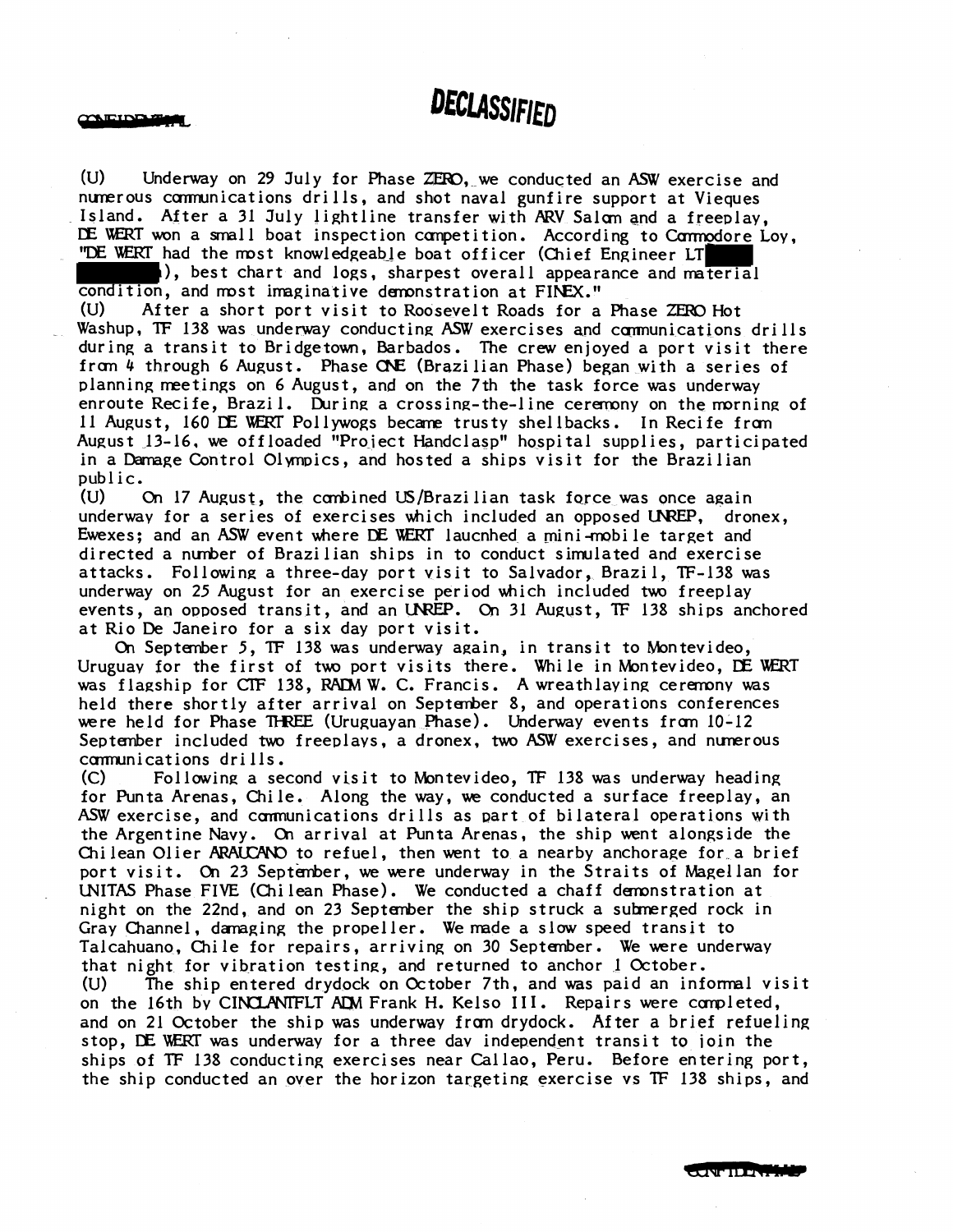**DECLASSIFIED**

CONFIDENTIAL

(U) Underway on 29 July for Phase ZERO, we conducted an ASW exercise and numerous communications drills, and shot naval gunfire support at Vieques Island. After a 31 July lightline transfer with ARV Salom and a freeplay, DE WERT won a small boat inspection competition. According to Commodore Loy, "DE WERT had the most knowledgeable boat officer (Chief Engineer LT ██████████), best chart and logs, sharpest overall appearance and material condition, and most imaginative demonstration at FINEX."

(U) After a short port visit to Roosevelt Roads for a Phase ZERO Hot Washup, TF 138 was underway conducting ASW exercises and communications drills during a transit to Bridgetown, Barbados. The crew enjoyed a port visit there from 4 through 6 August. Phase ONE (Brazilian Phase) began with a series of planning meetings on 6 August, and on the 7th the task force was underway enroute Recife, Brazil. During a crossing-the-line ceremony on the morning of 11 August, 160 DE WERT Pollywogs became trusty shellbacks. In Recife from August 13-16, we offloaded "Project Handclasp" hospital supplies, participated in a Damage Control Olympics, and hosted a ships visit for the Brazilian public.

(U) On 17 August, the combined US/Brazilian task force was once again underway for a series of exercises which included an opposed UNREP, dronex, Ewexes; and an ASW event where DE WERT laucnhed a mini-mobile target and directed a number of Brazilian ships in to conduct simulated and exercise attacks. Following a three-day port visit to Salvador, Brazil, TF-138 was underway on 25 August for an exercise period which included two freeplay events, an opposed transit, and an UNREP. On 31 August, TF 138 ships anchored at Rio De Janeiro for a six day port visit.

On September 5, TF 138 was underway again, in transit to Montevideo, Uruguay for the first of two port visits there. While in Montevideo, DE WERT was flagship for CTF 138, RADM W. C. Francis. A wreathlaying ceremony was held there shortly after arrival on September 8, and operations conferences were held for Phase THREE (Uruguayan Phase). Underway events from 10-12 September included two freeplays, a dronex, two ASW exercises, and numerous communications drills.

(C) Following a second visit to Montevideo, TF 138 was underway heading for Punta Arenas, Chile. Along the way, we conducted a surface freeplay, an ASW exercise, and communications drills as part of bilateral operations with the Argentine Navy. On arrival at Punta Arenas, the ship went alongside the Chilean Olier ARAUCANO to refuel, then went to a nearby anchorage for a brief port visit. On 23 September, we were underway in the Straits of Magellan for UNITAS Phase FIVE (Chilean Phase). We conducted a chaff demonstration at night on the 22nd, and on 23 September the ship struck a submerged rock in Gray Channel, damaging the propeller. We made a slow speed transit to Talcahuano, Chile for repairs, arriving on 30 September. We were underway that night for vibration testing, and returned to anchor 1 October.

(U) The ship entered drydock on October 7th, and was paid an informal visit on the 16th by CINCLANTFLT ADM Frank H. Kelso III. Repairs were completed, and on 21 October the ship was underway from drydock. After a brief refueling stop, DE WERT was underway for a three day independent transit to join the ships of TF 138 conducting exercises near Callao, Peru. Before entering port, the ship conducted an over the horizon targeting exercise vs TF 138 ships, and

CONFIDENTIAL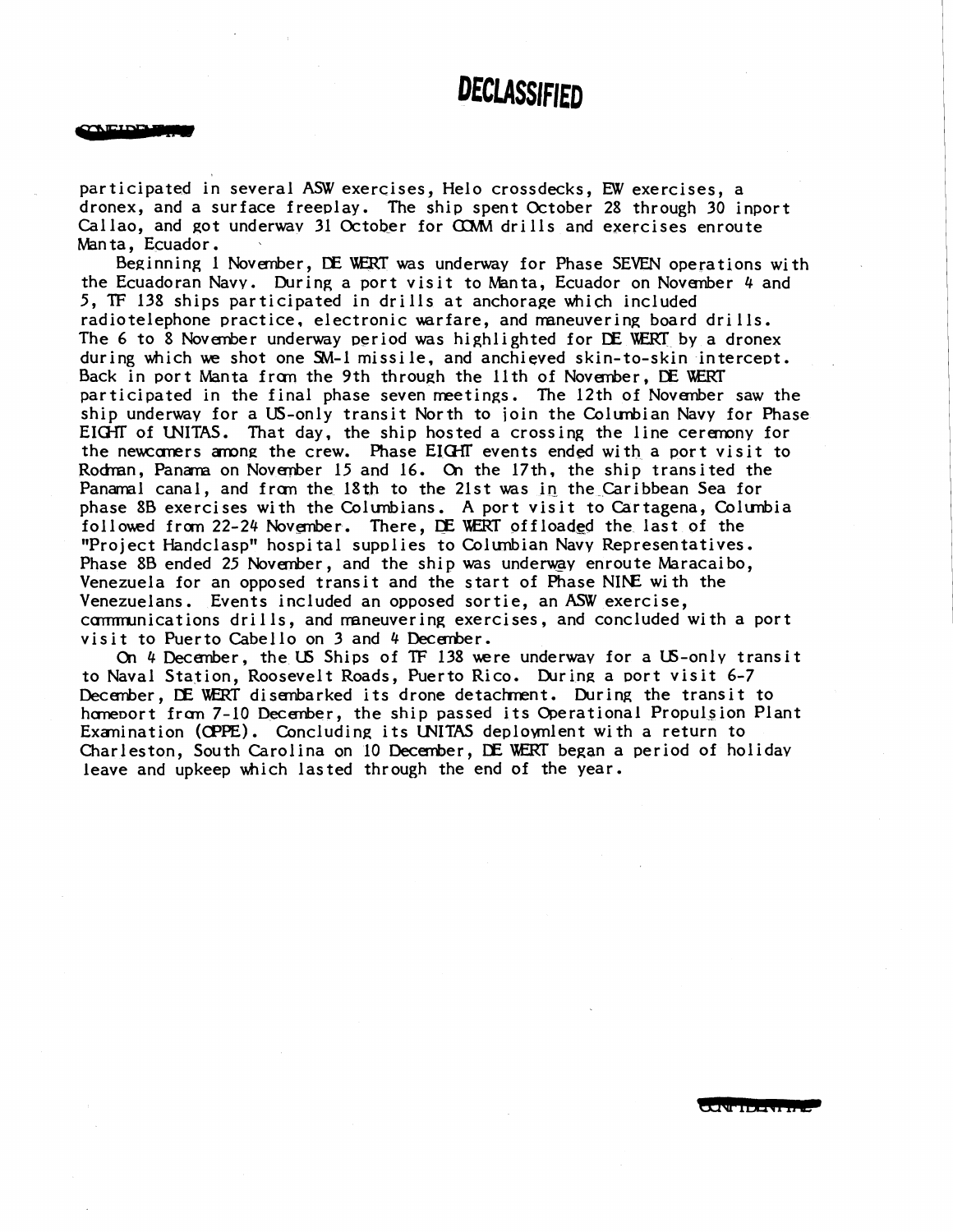DECLASSIFIED

CONFIDENTIAL

participated in several ASW exercises, Helo crossdecks, EW exercises, a dronex, and a surface freeplay. The ship spent October 28 through 30 inport Callao, and got underway 31 October for COMM drills and exercises enroute Manta, Ecuador.

Beginning 1 November, DE WERT was underway for Phase SEVEN operations with the Ecuadoran Navy. During a port visit to Manta, Ecuador on November 4 and 5, TF 138 ships participated in drills at anchorage which included radiotelephone practice, electronic warfare, and maneuvering board drills. The 6 to 8 November underway period was highlighted for DE WERT by a dronex during which we shot one SM-1 missile, and anchieved skin-to-skin intercept. Back in port Manta from the 9th through the 11th of November, DE WERT participated in the final phase seven meetings. The 12th of November saw the ship underway for a US-only transit North to join the Columbian Navy for Phase EIGHT of UNITAS. That day, the ship hosted a crossing the line ceremony for the newcomers among the crew. Phase EIGHT events ended with a port visit to Rodman, Panama on November 15 and 16. On the 17th, the ship transited the Panamal canal, and from the 18th to the 21st was in the Caribbean Sea for phase 8B exercises with the Columbians. A port visit to Cartagena, Columbia followed from 22-24 November. There, DE WERT offloaded the last of the "Project Handclasp" hospital supplies to Columbian Navy Representatives. Phase 8B ended 25 November, and the ship was underway enroute Maracaibo, Venezuela for an opposed transit and the start of Phase NINE with the Venezuelans. Events included an opposed sortie, an ASW exercise, communications drills, and maneuvering exercises, and concluded with a port visit to Puerto Cabello on 3 and 4 December.

On 4 December, the US Ships of TF 138 were underway for a US-only transit to Naval Station, Roosevelt Roads, Puerto Rico. During a port visit 6-7 December, DE WERT disembarked its drone detachment. During the transit to homeport from 7-10 December, the ship passed its Operational Propulsion Plant Examination (OPPE). Concluding its UNITAS deploymlent with a return to Charleston, South Carolina on 10 December, DE WERT began a period of holiday leave and upkeep which lasted through the end of the year.

CONFIDENTIAL